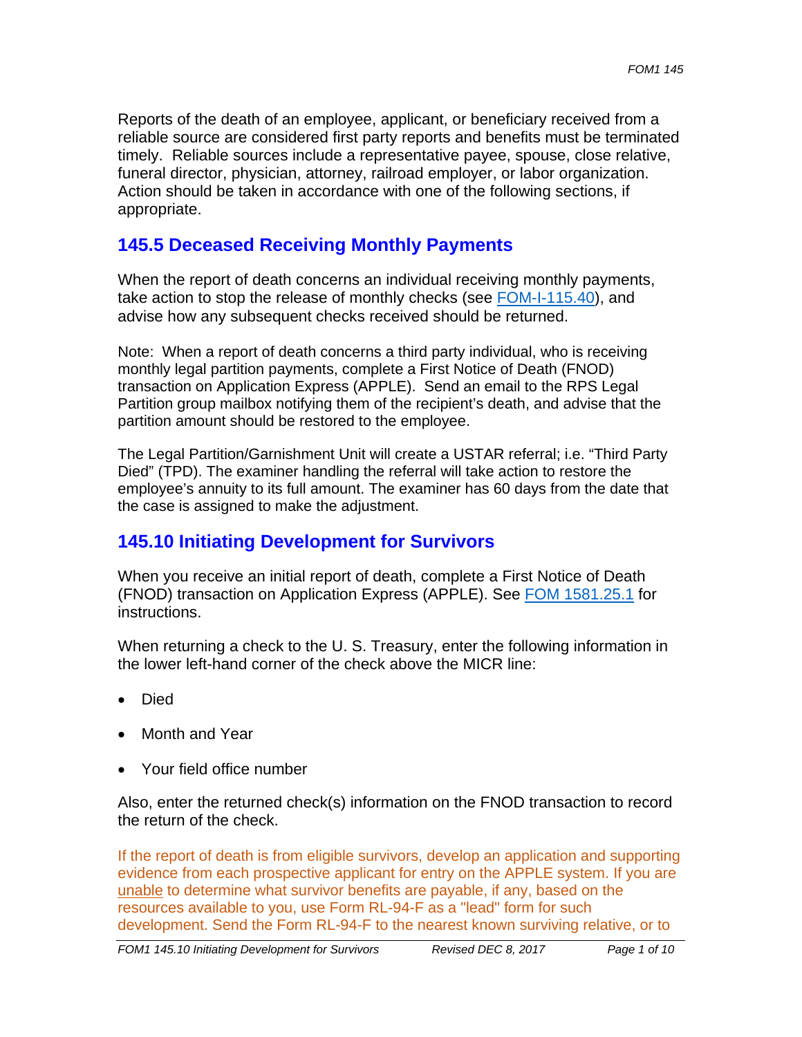Reports of the death of an employee, applicant, or beneficiary received from a reliable source are considered first party reports and benefits must be terminated timely. Reliable sources include a representative payee, spouse, close relative, funeral director, physician, attorney, railroad employer, or labor organization. Action should be taken in accordance with one of the following sections, if appropriate.

## 145.5 Deceased Receiving Monthly Payments

When the report of death concerns an individual receiving monthly payments, take action to stop the release of monthly checks (see FOM-I-115.40), and advise how any subsequent checks received should be returned.

Note: When a report of death concerns a third party individual, who is receiving monthly legal partition payments, complete a First Notice of Death (FNOD) transaction on Application Express (APPLE). Send an email to the RPS Legal Partition group mailbox notifying them of the recipient's death, and advise that the partition amount should be restored to the employee.

The Legal Partition/Garnishment Unit will create a USTAR referral; i.e. "Third Party Died" (TPD). The examiner handling the referral will take action to restore the employee's annuity to its full amount. The examiner has 60 days from the date that the case is assigned to make the adjustment.

## 145.10 Initiating Development for Survivors

When you receive an initial report of death, complete a First Notice of Death (FNOD) transaction on Application Express (APPLE). See FOM 1581.25.1 for instructions.

When returning a check to the U. S. Treasury, enter the following information in the lower left-hand corner of the check above the MICR line:

- Died
- Month and Year
- Your field office number

Also, enter the returned check(s) information on the FNOD transaction to record the return of the check.

If the report of death is from eligible survivors, develop an application and supporting evidence from each prospective applicant for entry on the APPLE system. If you are unable to determine what survivor benefits are payable, if any, based on the resources available to you, use Form RL-94-F as a "lead" form for such development. Send the Form RL-94-F to the nearest known surviving relative, or to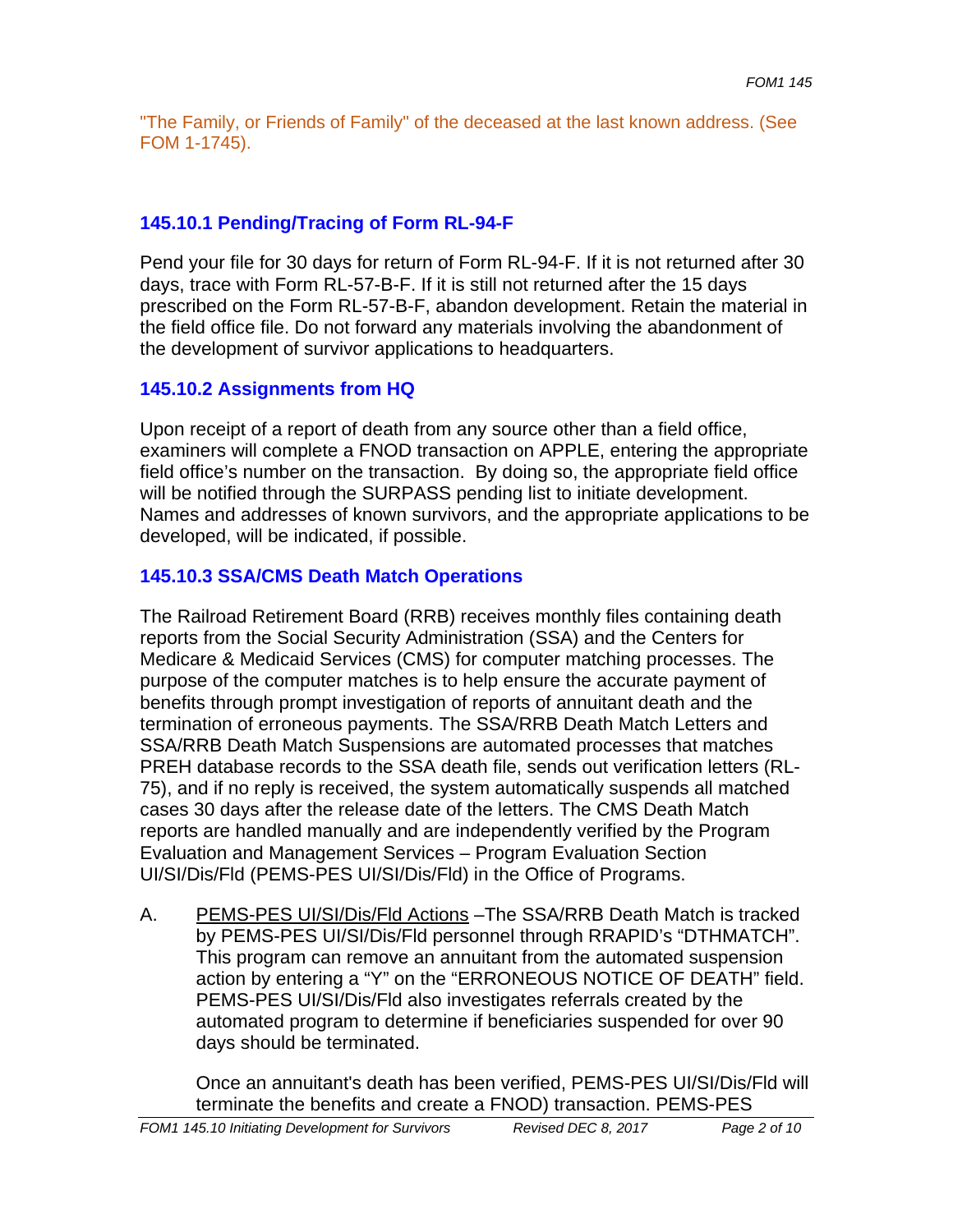"The Family, or Friends of Family" of the deceased at the last known address. (See FOM 1-1745).

### 145.10.1 Pending/Tracing of Form RL-94-F

Pend your file for 30 days for return of Form RL-94-F. If it is not returned after 30 days, trace with Form RL-57-B-F. If it is still not returned after the 15 days prescribed on the Form RL-57-B-F, abandon development. Retain the material in the field office file. Do not forward any materials involving the abandonment of the development of survivor applications to headquarters.

### 145.10.2 Assignments from HQ

Upon receipt of a report of death from any source other than a field office, examiners will complete a FNOD transaction on APPLE, entering the appropriate field office's number on the transaction. By doing so, the appropriate field office will be notified through the SURPASS pending list to initiate development. Names and addresses of known survivors, and the appropriate applications to be developed, will be indicated, if possible.

### 145.10.3 SSA/CMS Death Match Operations

The Railroad Retirement Board (RRB) receives monthly files containing death reports from the Social Security Administration (SSA) and the Centers for Medicare & Medicaid Services (CMS) for computer matching processes. The purpose of the computer matches is to help ensure the accurate payment of benefits through prompt investigation of reports of annuitant death and the termination of erroneous payments. The SSA/RRB Death Match Letters and SSA/RRB Death Match Suspensions are automated processes that matches PREH database records to the SSA death file, sends out verification letters (RL-75), and if no reply is received, the system automatically suspends all matched cases 30 days after the release date of the letters. The CMS Death Match reports are handled manually and are independently verified by the Program Evaluation and Management Services – Program Evaluation Section UI/SI/Dis/Fld (PEMS-PES UI/SI/Dis/Fld) in the Office of Programs.

A. PEMS-PES UI/SI/Dis/Fld Actions –The SSA/RRB Death Match is tracked by PEMS-PES UI/SI/Dis/Fld personnel through RRAPID's "DTHMATCH". This program can remove an annuitant from the automated suspension action by entering a "Y" on the "ERRONEOUS NOTICE OF DEATH" field. PEMS-PES UI/SI/Dis/Fld also investigates referrals created by the automated program to determine if beneficiaries suspended for over 90 days should be terminated.

   Once an annuitant's death has been verified, PEMS-PES UI/SI/Dis/Fld will terminate the benefits and create a FNOD) transaction. PEMS-PES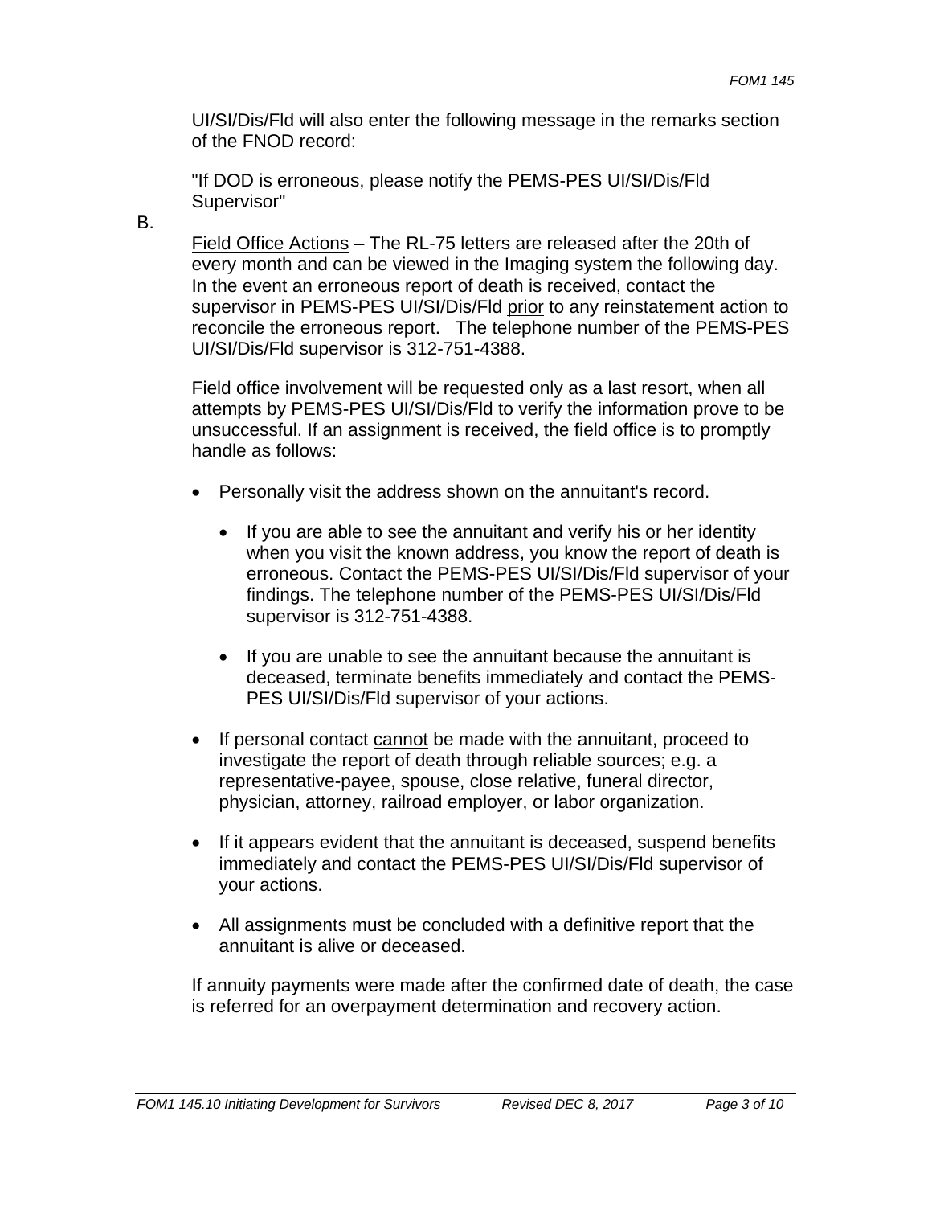UI/SI/Dis/Fld will also enter the following message in the remarks section of the FNOD record:

"If DOD is erroneous, please notify the PEMS-PES UI/SI/Dis/Fld Supervisor"

B.

Field Office Actions – The RL-75 letters are released after the 20th of every month and can be viewed in the Imaging system the following day. In the event an erroneous report of death is received, contact the supervisor in PEMS-PES UI/SI/Dis/Fld prior to any reinstatement action to reconcile the erroneous report. The telephone number of the PEMS-PES UI/SI/Dis/Fld supervisor is 312-751-4388.

Field office involvement will be requested only as a last resort, when all attempts by PEMS-PES UI/SI/Dis/Fld to verify the information prove to be unsuccessful. If an assignment is received, the field office is to promptly handle as follows:

- Personally visit the address shown on the annuitant's record.
  - If you are able to see the annuitant and verify his or her identity when you visit the known address, you know the report of death is erroneous. Contact the PEMS-PES UI/SI/Dis/Fld supervisor of your findings. The telephone number of the PEMS-PES UI/SI/Dis/Fld supervisor is 312-751-4388.
  - If you are unable to see the annuitant because the annuitant is deceased, terminate benefits immediately and contact the PEMS-PES UI/SI/Dis/Fld supervisor of your actions.
- If personal contact cannot be made with the annuitant, proceed to investigate the report of death through reliable sources; e.g. a representative-payee, spouse, close relative, funeral director, physician, attorney, railroad employer, or labor organization.
- If it appears evident that the annuitant is deceased, suspend benefits immediately and contact the PEMS-PES UI/SI/Dis/Fld supervisor of your actions.
- All assignments must be concluded with a definitive report that the annuitant is alive or deceased.

If annuity payments were made after the confirmed date of death, the case is referred for an overpayment determination and recovery action.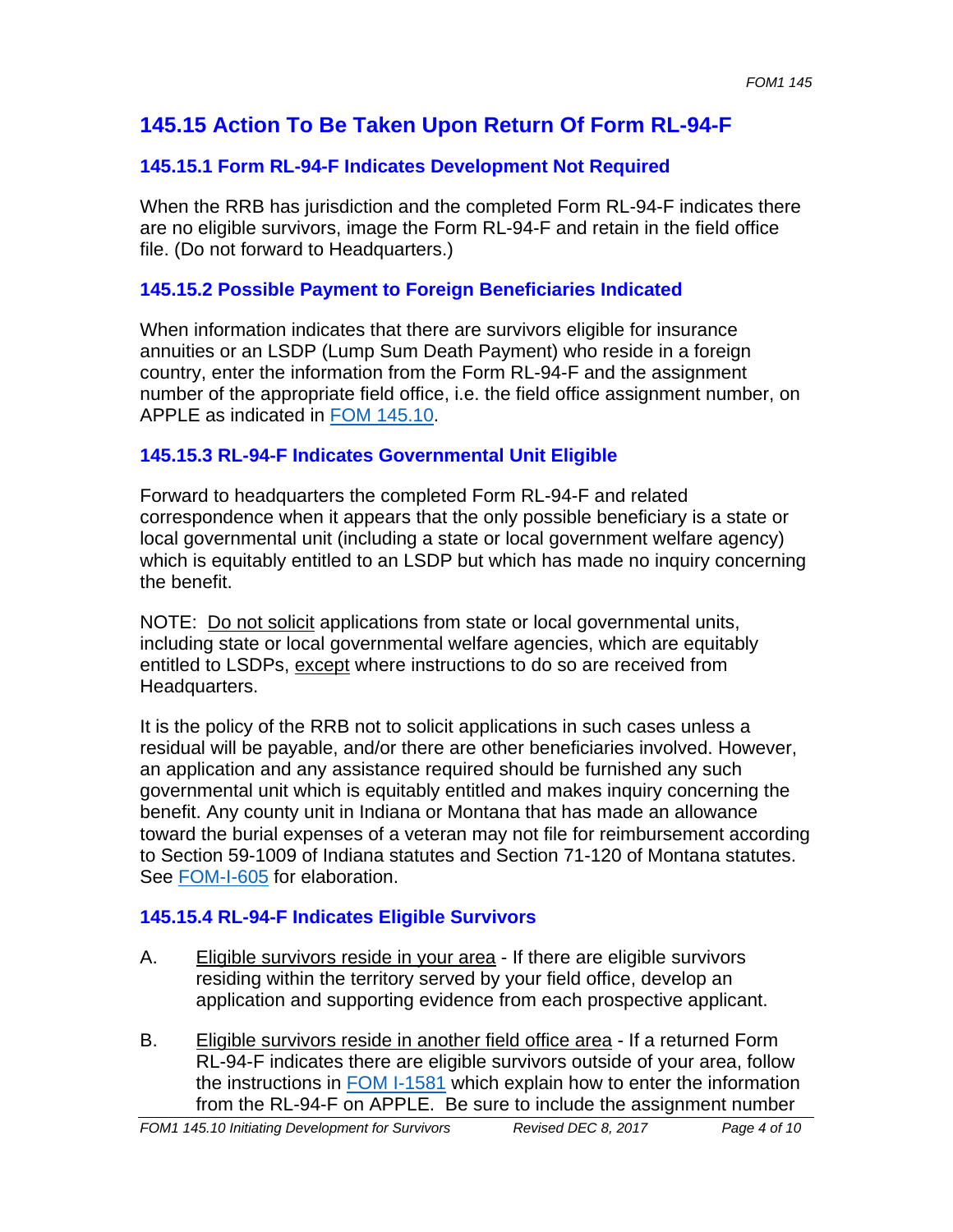## 145.15 Action To Be Taken Upon Return Of Form RL-94-F

### 145.15.1 Form RL-94-F Indicates Development Not Required

When the RRB has jurisdiction and the completed Form RL-94-F indicates there are no eligible survivors, image the Form RL-94-F and retain in the field office file. (Do not forward to Headquarters.)

### 145.15.2 Possible Payment to Foreign Beneficiaries Indicated

When information indicates that there are survivors eligible for insurance annuities or an LSDP (Lump Sum Death Payment) who reside in a foreign country, enter the information from the Form RL-94-F and the assignment number of the appropriate field office, i.e. the field office assignment number, on APPLE as indicated in FOM 145.10.

### 145.15.3 RL-94-F Indicates Governmental Unit Eligible

Forward to headquarters the completed Form RL-94-F and related correspondence when it appears that the only possible beneficiary is a state or local governmental unit (including a state or local government welfare agency) which is equitably entitled to an LSDP but which has made no inquiry concerning the benefit.

NOTE: Do not solicit applications from state or local governmental units, including state or local governmental welfare agencies, which are equitably entitled to LSDPs, except where instructions to do so are received from Headquarters.

It is the policy of the RRB not to solicit applications in such cases unless a residual will be payable, and/or there are other beneficiaries involved. However, an application and any assistance required should be furnished any such governmental unit which is equitably entitled and makes inquiry concerning the benefit. Any county unit in Indiana or Montana that has made an allowance toward the burial expenses of a veteran may not file for reimbursement according to Section 59-1009 of Indiana statutes and Section 71-120 of Montana statutes. See FOM-I-605 for elaboration.

### 145.15.4 RL-94-F Indicates Eligible Survivors

A. Eligible survivors reside in your area - If there are eligible survivors residing within the territory served by your field office, develop an application and supporting evidence from each prospective applicant.

B. Eligible survivors reside in another field office area - If a returned Form RL-94-F indicates there are eligible survivors outside of your area, follow the instructions in FOM I-1581 which explain how to enter the information from the RL-94-F on APPLE. Be sure to include the assignment number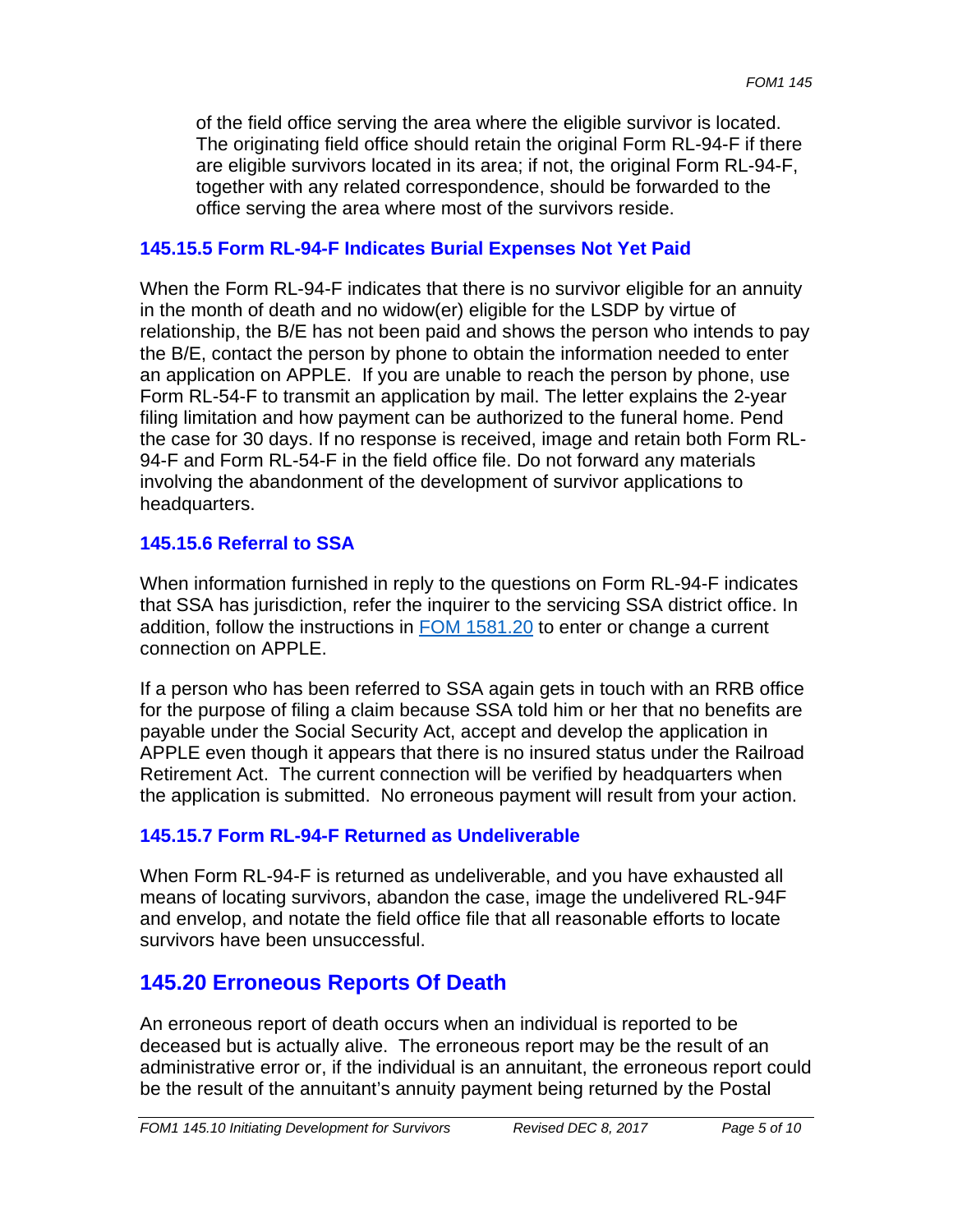of the field office serving the area where the eligible survivor is located. The originating field office should retain the original Form RL-94-F if there are eligible survivors located in its area; if not, the original Form RL-94-F, together with any related correspondence, should be forwarded to the office serving the area where most of the survivors reside.

### 145.15.5 Form RL-94-F Indicates Burial Expenses Not Yet Paid

When the Form RL-94-F indicates that there is no survivor eligible for an annuity in the month of death and no widow(er) eligible for the LSDP by virtue of relationship, the B/E has not been paid and shows the person who intends to pay the B/E, contact the person by phone to obtain the information needed to enter an application on APPLE. If you are unable to reach the person by phone, use Form RL-54-F to transmit an application by mail. The letter explains the 2-year filing limitation and how payment can be authorized to the funeral home. Pend the case for 30 days. If no response is received, image and retain both Form RL-94-F and Form RL-54-F in the field office file. Do not forward any materials involving the abandonment of the development of survivor applications to headquarters.

### 145.15.6 Referral to SSA

When information furnished in reply to the questions on Form RL-94-F indicates that SSA has jurisdiction, refer the inquirer to the servicing SSA district office. In addition, follow the instructions in [FOM 1581.20] to enter or change a current connection on APPLE.

If a person who has been referred to SSA again gets in touch with an RRB office for the purpose of filing a claim because SSA told him or her that no benefits are payable under the Social Security Act, accept and develop the application in APPLE even though it appears that there is no insured status under the Railroad Retirement Act. The current connection will be verified by headquarters when the application is submitted. No erroneous payment will result from your action.

### 145.15.7 Form RL-94-F Returned as Undeliverable

When Form RL-94-F is returned as undeliverable, and you have exhausted all means of locating survivors, abandon the case, image the undelivered RL-94F and envelop, and notate the field office file that all reasonable efforts to locate survivors have been unsuccessful.

## 145.20 Erroneous Reports Of Death

An erroneous report of death occurs when an individual is reported to be deceased but is actually alive. The erroneous report may be the result of an administrative error or, if the individual is an annuitant, the erroneous report could be the result of the annuitant's annuity payment being returned by the Postal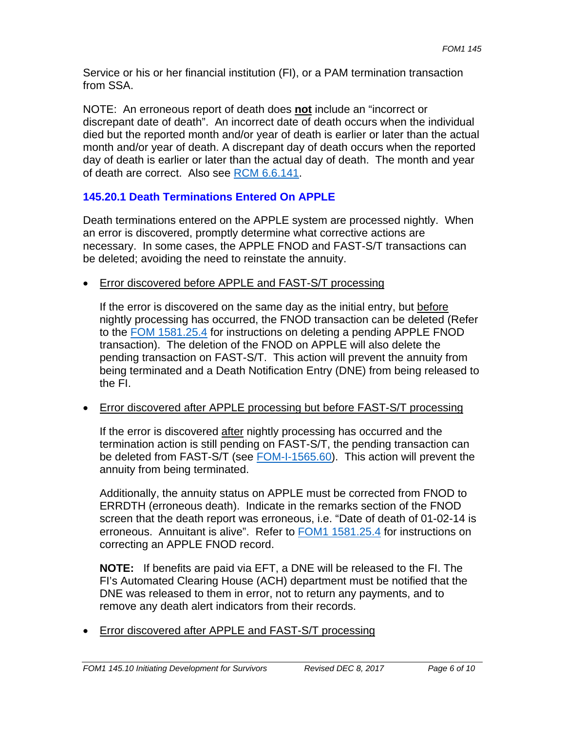Service or his or her financial institution (FI), or a PAM termination transaction from SSA.

NOTE: An erroneous report of death does **not** include an "incorrect or discrepant date of death". An incorrect date of death occurs when the individual died but the reported month and/or year of death is earlier or later than the actual month and/or year of death. A discrepant day of death occurs when the reported day of death is earlier or later than the actual day of death. The month and year of death are correct. Also see RCM 6.6.141.

### 145.20.1 Death Terminations Entered On APPLE

Death terminations entered on the APPLE system are processed nightly. When an error is discovered, promptly determine what corrective actions are necessary. In some cases, the APPLE FNOD and FAST-S/T transactions can be deleted; avoiding the need to reinstate the annuity.

- Error discovered before APPLE and FAST-S/T processing

  If the error is discovered on the same day as the initial entry, but before nightly processing has occurred, the FNOD transaction can be deleted (Refer to the FOM 1581.25.4 for instructions on deleting a pending APPLE FNOD transaction). The deletion of the FNOD on APPLE will also delete the pending transaction on FAST-S/T. This action will prevent the annuity from being terminated and a Death Notification Entry (DNE) from being released to the FI.

- Error discovered after APPLE processing but before FAST-S/T processing

  If the error is discovered after nightly processing has occurred and the termination action is still pending on FAST-S/T, the pending transaction can be deleted from FAST-S/T (see FOM-I-1565.60). This action will prevent the annuity from being terminated.

  Additionally, the annuity status on APPLE must be corrected from FNOD to ERRDTH (erroneous death). Indicate in the remarks section of the FNOD screen that the death report was erroneous, i.e. "Date of death of 01-02-14 is erroneous. Annuitant is alive". Refer to FOM1 1581.25.4 for instructions on correcting an APPLE FNOD record.

  **NOTE:** If benefits are paid via EFT, a DNE will be released to the FI. The FI's Automated Clearing House (ACH) department must be notified that the DNE was released to them in error, not to return any payments, and to remove any death alert indicators from their records.

- Error discovered after APPLE and FAST-S/T processing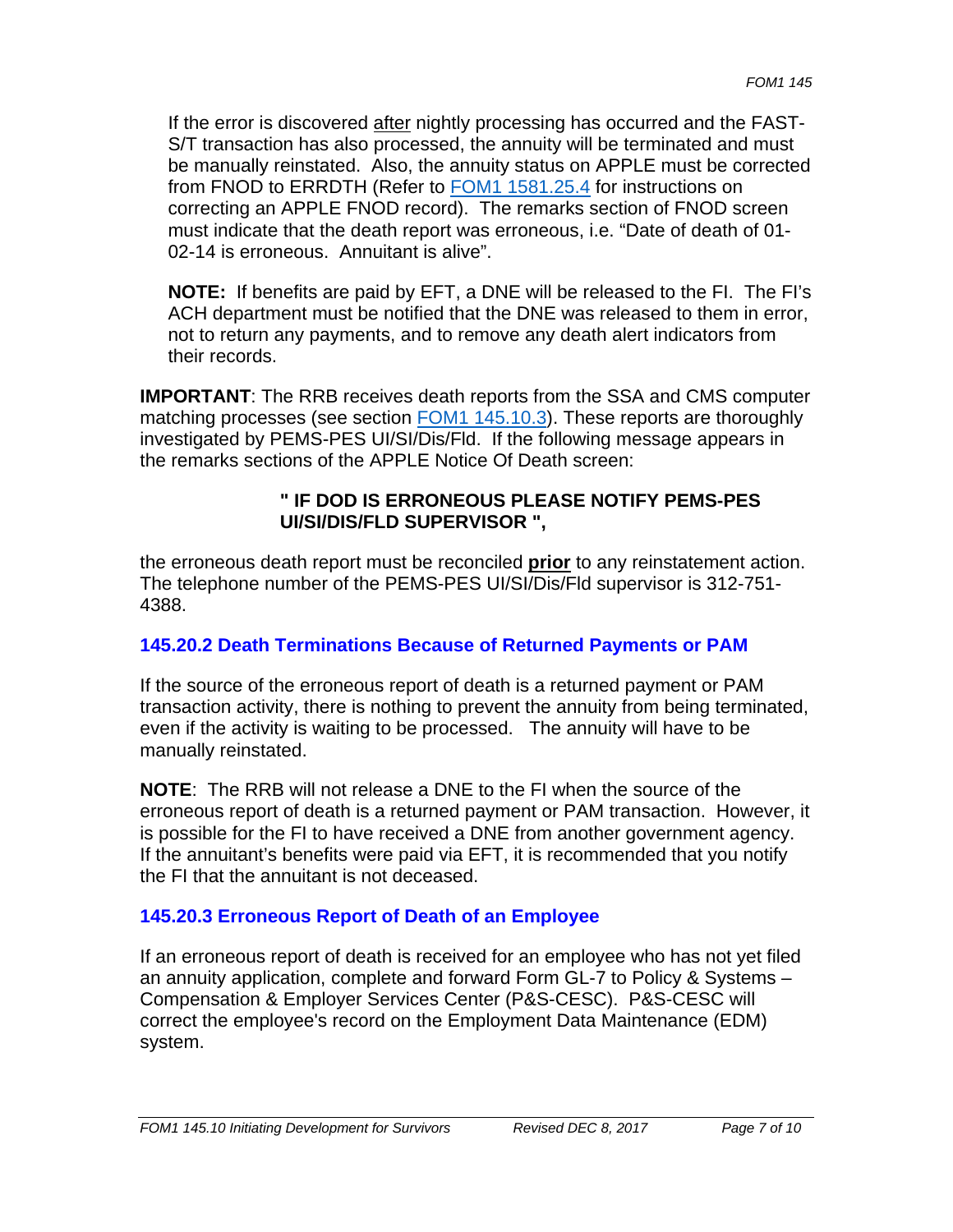If the error is discovered <u>after</u> nightly processing has occurred and the FAST-S/T transaction has also processed, the annuity will be terminated and must be manually reinstated. Also, the annuity status on APPLE must be corrected from FNOD to ERRDTH (Refer to [FOM1 1581.25.4](FOM1 1581.25.4) for instructions on correcting an APPLE FNOD record). The remarks section of FNOD screen must indicate that the death report was erroneous, i.e. "Date of death of 01-02-14 is erroneous. Annuitant is alive".

**NOTE:** If benefits are paid by EFT, a DNE will be released to the FI. The FI's ACH department must be notified that the DNE was released to them in error, not to return any payments, and to remove any death alert indicators from their records.

**IMPORTANT**: The RRB receives death reports from the SSA and CMS computer matching processes (see section [FOM1 145.10.3](FOM1 145.10.3)). These reports are thoroughly investigated by PEMS-PES UI/SI/Dis/Fld. If the following message appears in the remarks sections of the APPLE Notice Of Death screen:

> **" IF DOD IS ERRONEOUS PLEASE NOTIFY PEMS-PES UI/SI/DIS/FLD SUPERVISOR ",**

the erroneous death report must be reconciled <u>**prior**</u> to any reinstatement action. The telephone number of the PEMS-PES UI/SI/Dis/Fld supervisor is 312-751-4388.

### 145.20.2 Death Terminations Because of Returned Payments or PAM

If the source of the erroneous report of death is a returned payment or PAM transaction activity, there is nothing to prevent the annuity from being terminated, even if the activity is waiting to be processed. The annuity will have to be manually reinstated.

**NOTE**: The RRB will not release a DNE to the FI when the source of the erroneous report of death is a returned payment or PAM transaction. However, it is possible for the FI to have received a DNE from another government agency. If the annuitant's benefits were paid via EFT, it is recommended that you notify the FI that the annuitant is not deceased.

### 145.20.3 Erroneous Report of Death of an Employee

If an erroneous report of death is received for an employee who has not yet filed an annuity application, complete and forward Form GL-7 to Policy & Systems – Compensation & Employer Services Center (P&S-CESC). P&S-CESC will correct the employee's record on the Employment Data Maintenance (EDM) system.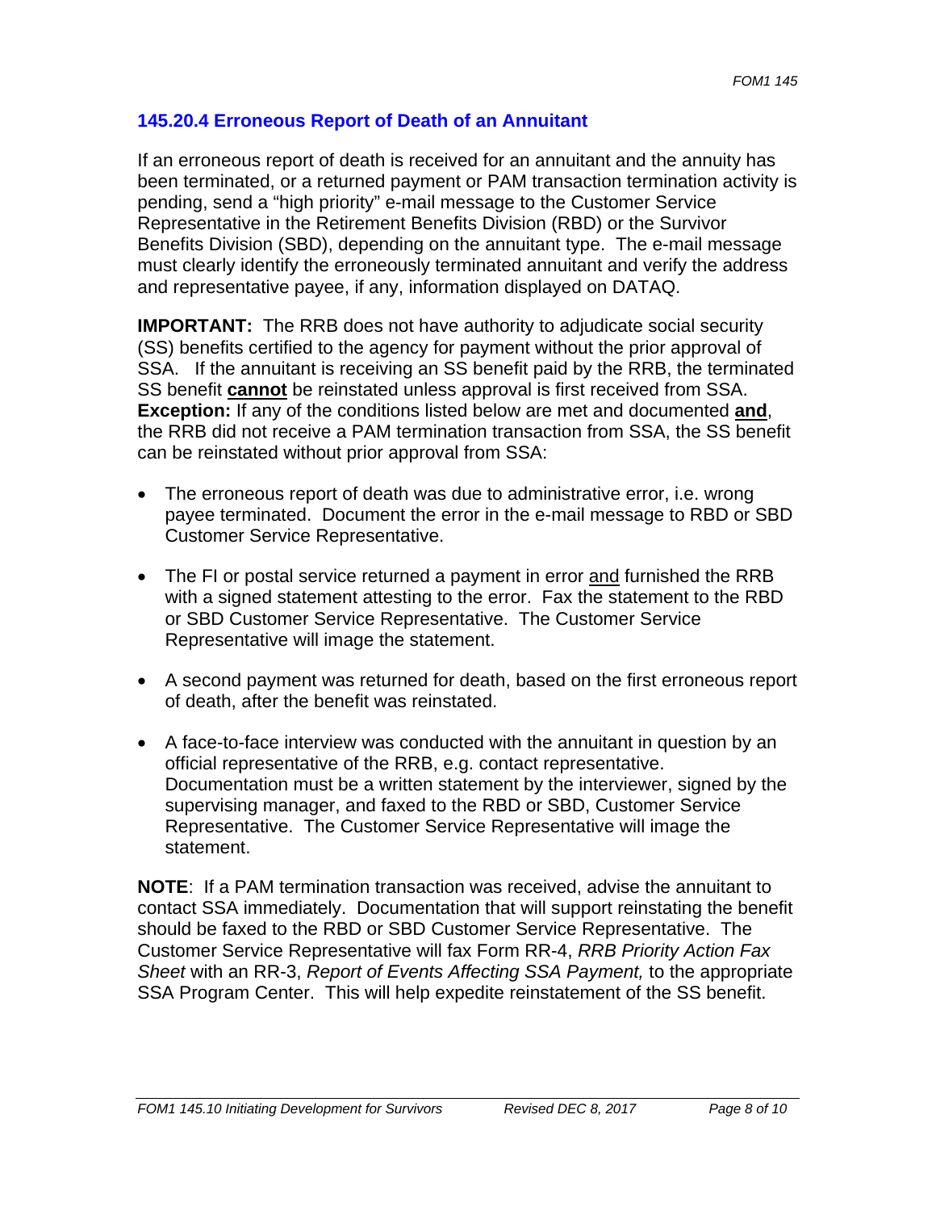### 145.20.4 Erroneous Report of Death of an Annuitant

If an erroneous report of death is received for an annuitant and the annuity has been terminated, or a returned payment or PAM transaction termination activity is pending, send a "high priority" e-mail message to the Customer Service Representative in the Retirement Benefits Division (RBD) or the Survivor Benefits Division (SBD), depending on the annuitant type. The e-mail message must clearly identify the erroneously terminated annuitant and verify the address and representative payee, if any, information displayed on DATAQ.

**IMPORTANT:** The RRB does not have authority to adjudicate social security (SS) benefits certified to the agency for payment without the prior approval of SSA. If the annuitant is receiving an SS benefit paid by the RRB, the terminated SS benefit **cannot** be reinstated unless approval is first received from SSA. **Exception:** If any of the conditions listed below are met and documented **and**, the RRB did not receive a PAM termination transaction from SSA, the SS benefit can be reinstated without prior approval from SSA:

- The erroneous report of death was due to administrative error, i.e. wrong payee terminated. Document the error in the e-mail message to RBD or SBD Customer Service Representative.
- The FI or postal service returned a payment in error and furnished the RRB with a signed statement attesting to the error. Fax the statement to the RBD or SBD Customer Service Representative. The Customer Service Representative will image the statement.
- A second payment was returned for death, based on the first erroneous report of death, after the benefit was reinstated.
- A face-to-face interview was conducted with the annuitant in question by an official representative of the RRB, e.g. contact representative. Documentation must be a written statement by the interviewer, signed by the supervising manager, and faxed to the RBD or SBD, Customer Service Representative. The Customer Service Representative will image the statement.

**NOTE**: If a PAM termination transaction was received, advise the annuitant to contact SSA immediately. Documentation that will support reinstating the benefit should be faxed to the RBD or SBD Customer Service Representative. The Customer Service Representative will fax Form RR-4, *RRB Priority Action Fax Sheet* with an RR-3, *Report of Events Affecting SSA Payment,* to the appropriate SSA Program Center. This will help expedite reinstatement of the SS benefit.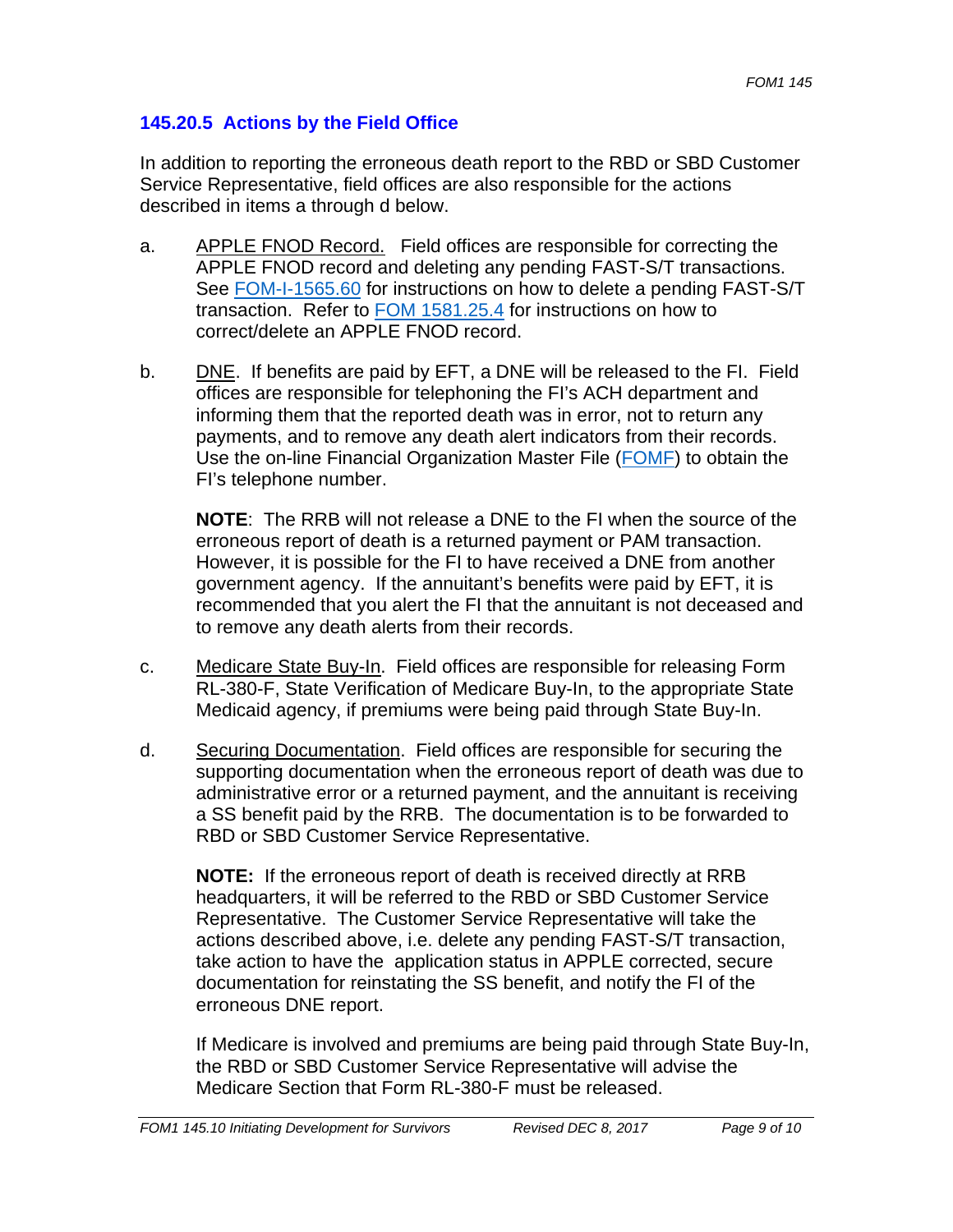### 145.20.5 Actions by the Field Office

In addition to reporting the erroneous death report to the RBD or SBD Customer Service Representative, field offices are also responsible for the actions described in items a through d below.

a. APPLE FNOD Record. Field offices are responsible for correcting the APPLE FNOD record and deleting any pending FAST-S/T transactions. See FOM-I-1565.60 for instructions on how to delete a pending FAST-S/T transaction. Refer to FOM 1581.25.4 for instructions on how to correct/delete an APPLE FNOD record.

b. DNE. If benefits are paid by EFT, a DNE will be released to the FI. Field offices are responsible for telephoning the FI's ACH department and informing them that the reported death was in error, not to return any payments, and to remove any death alert indicators from their records. Use the on-line Financial Organization Master File (FOMF) to obtain the FI's telephone number.

   **NOTE**: The RRB will not release a DNE to the FI when the source of the erroneous report of death is a returned payment or PAM transaction. However, it is possible for the FI to have received a DNE from another government agency. If the annuitant's benefits were paid by EFT, it is recommended that you alert the FI that the annuitant is not deceased and to remove any death alerts from their records.

c. Medicare State Buy-In. Field offices are responsible for releasing Form RL-380-F, State Verification of Medicare Buy-In, to the appropriate State Medicaid agency, if premiums were being paid through State Buy-In.

d. Securing Documentation. Field offices are responsible for securing the supporting documentation when the erroneous report of death was due to administrative error or a returned payment, and the annuitant is receiving a SS benefit paid by the RRB. The documentation is to be forwarded to RBD or SBD Customer Service Representative.

   **NOTE:** If the erroneous report of death is received directly at RRB headquarters, it will be referred to the RBD or SBD Customer Service Representative. The Customer Service Representative will take the actions described above, i.e. delete any pending FAST-S/T transaction, take action to have the application status in APPLE corrected, secure documentation for reinstating the SS benefit, and notify the FI of the erroneous DNE report.

   If Medicare is involved and premiums are being paid through State Buy-In, the RBD or SBD Customer Service Representative will advise the Medicare Section that Form RL-380-F must be released.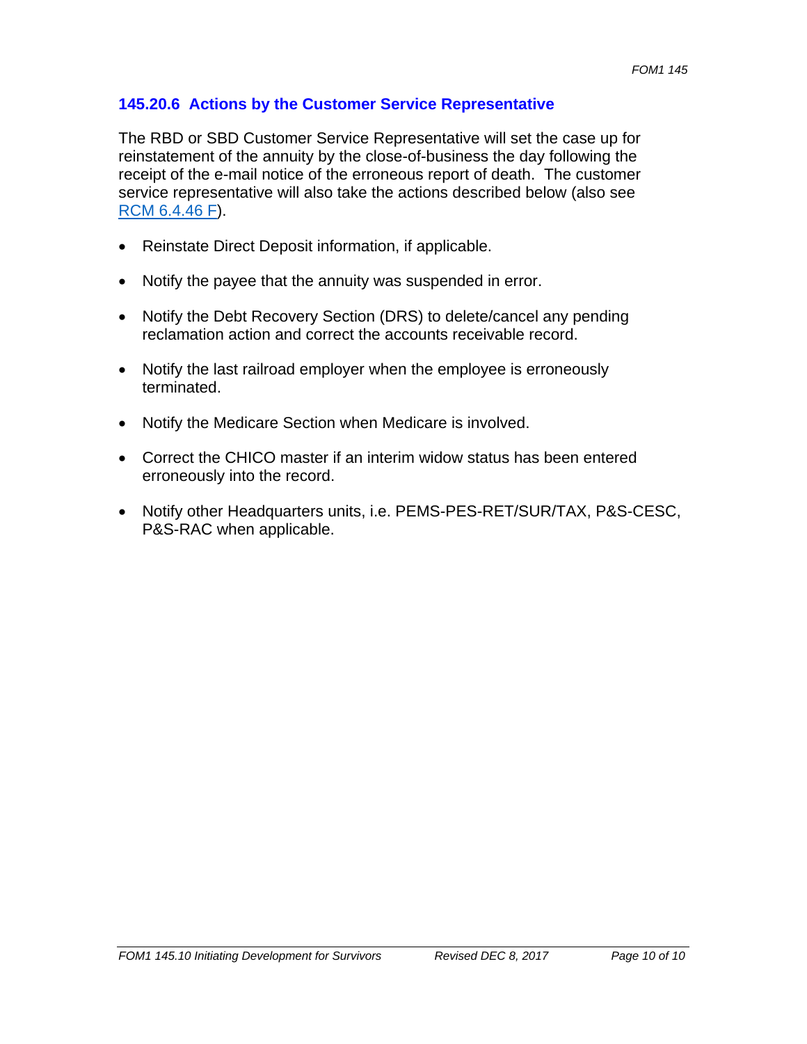### 145.20.6 Actions by the Customer Service Representative

The RBD or SBD Customer Service Representative will set the case up for reinstatement of the annuity by the close-of-business the day following the receipt of the e-mail notice of the erroneous report of death. The customer service representative will also take the actions described below (also see RCM 6.4.46 F).

- Reinstate Direct Deposit information, if applicable.
- Notify the payee that the annuity was suspended in error.
- Notify the Debt Recovery Section (DRS) to delete/cancel any pending reclamation action and correct the accounts receivable record.
- Notify the last railroad employer when the employee is erroneously terminated.
- Notify the Medicare Section when Medicare is involved.
- Correct the CHICO master if an interim widow status has been entered erroneously into the record.
- Notify other Headquarters units, i.e. PEMS-PES-RET/SUR/TAX, P&S-CESC, P&S-RAC when applicable.